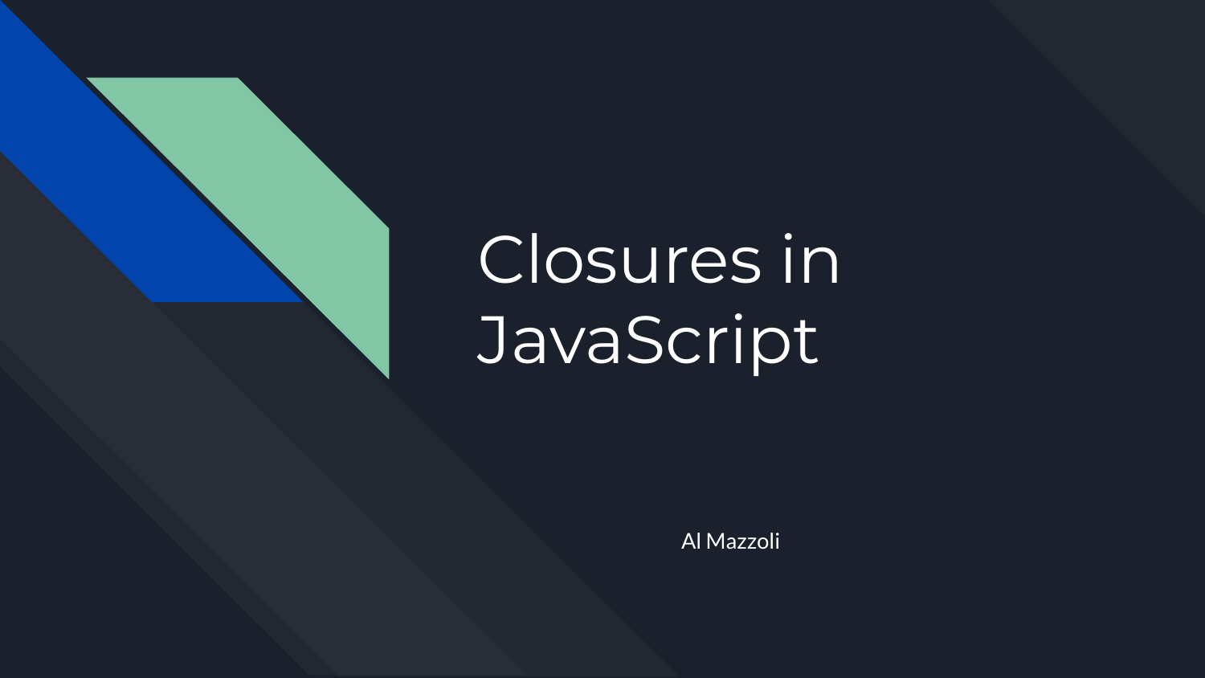# Closures in JavaScript

Al Mazzoli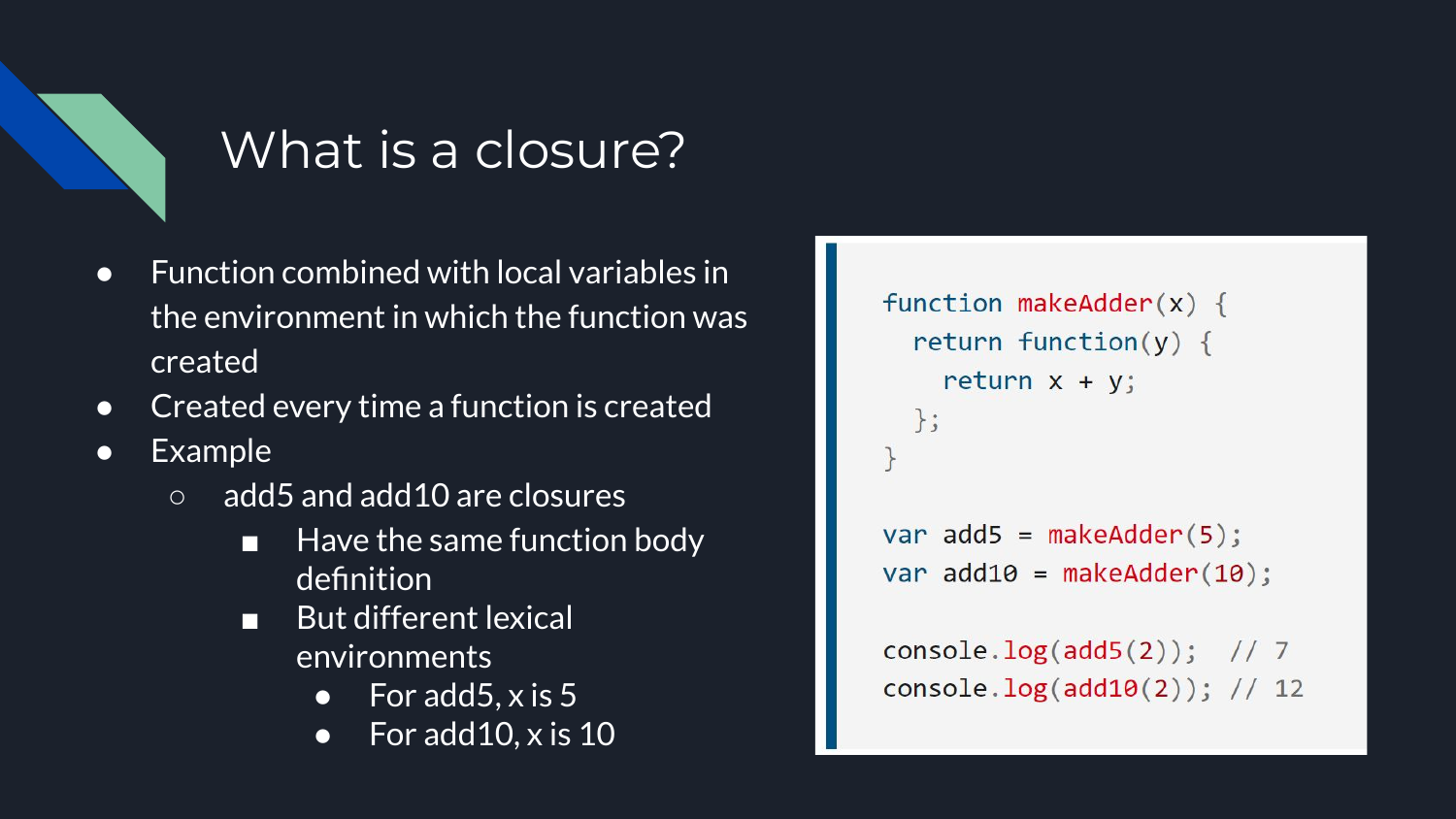# What is a closure?

- Function combined with local variables in the environment in which the function was created
- Created every time a function is created
- Example
  - add5 and add10 are closures
    - Have the same function body definition
    - But different lexical environments
      - For add5, x is 5
      - For add10, x is 10

```javascript
function makeAdder(x) {
  return function(y) {
    return x + y;
  };
}

var add5 = makeAdder(5);
var add10 = makeAdder(10);

console.log(add5(2));  // 7
console.log(add10(2)); // 12
```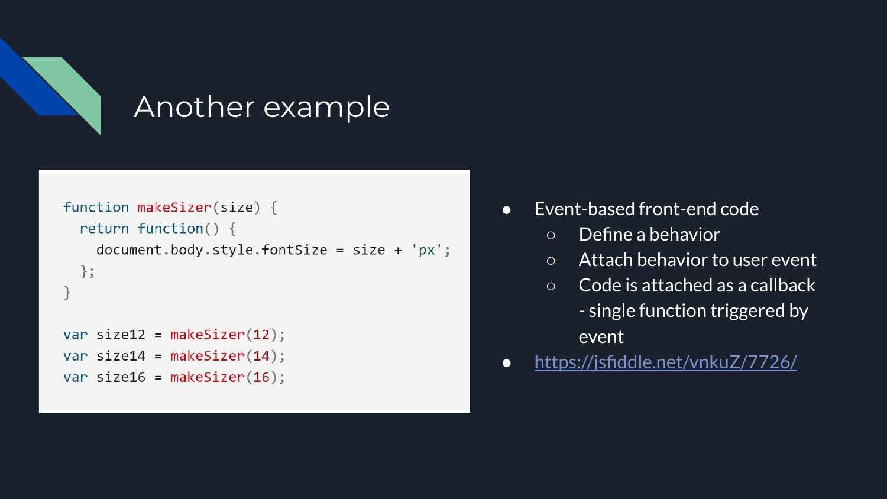# Another example

```javascript
function makeSizer(size) {
  return function() {
    document.body.style.fontSize = size + 'px';
  };
}

var size12 = makeSizer(12);
var size14 = makeSizer(14);
var size16 = makeSizer(16);
```

- Event-based front-end code
  - Define a behavior
  - Attach behavior to user event
  - Code is attached as a callback - single function triggered by event
- https://jsfiddle.net/vnkuZ/7726/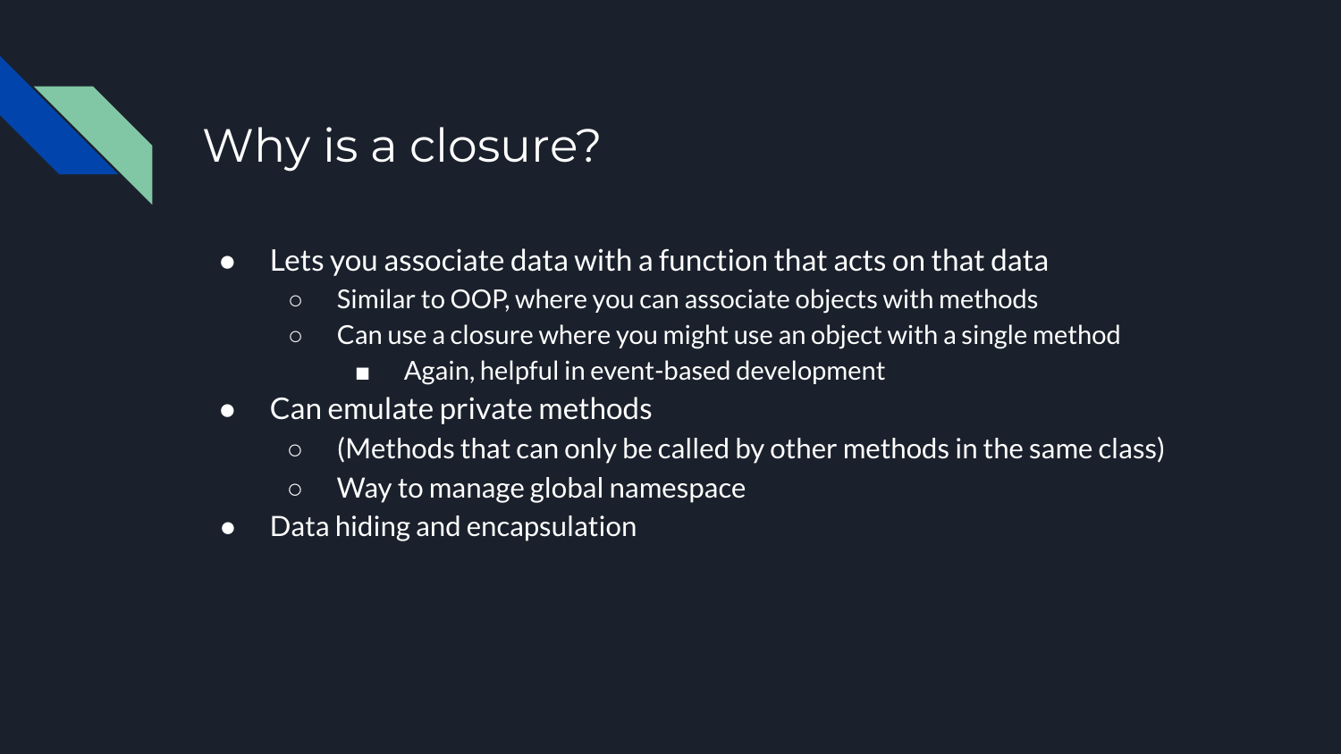# Why is a closure?

- Lets you associate data with a function that acts on that data
  - Similar to OOP, where you can associate objects with methods
  - Can use a closure where you might use an object with a single method
    - Again, helpful in event-based development
- Can emulate private methods
  - (Methods that can only be called by other methods in the same class)
  - Way to manage global namespace
- Data hiding and encapsulation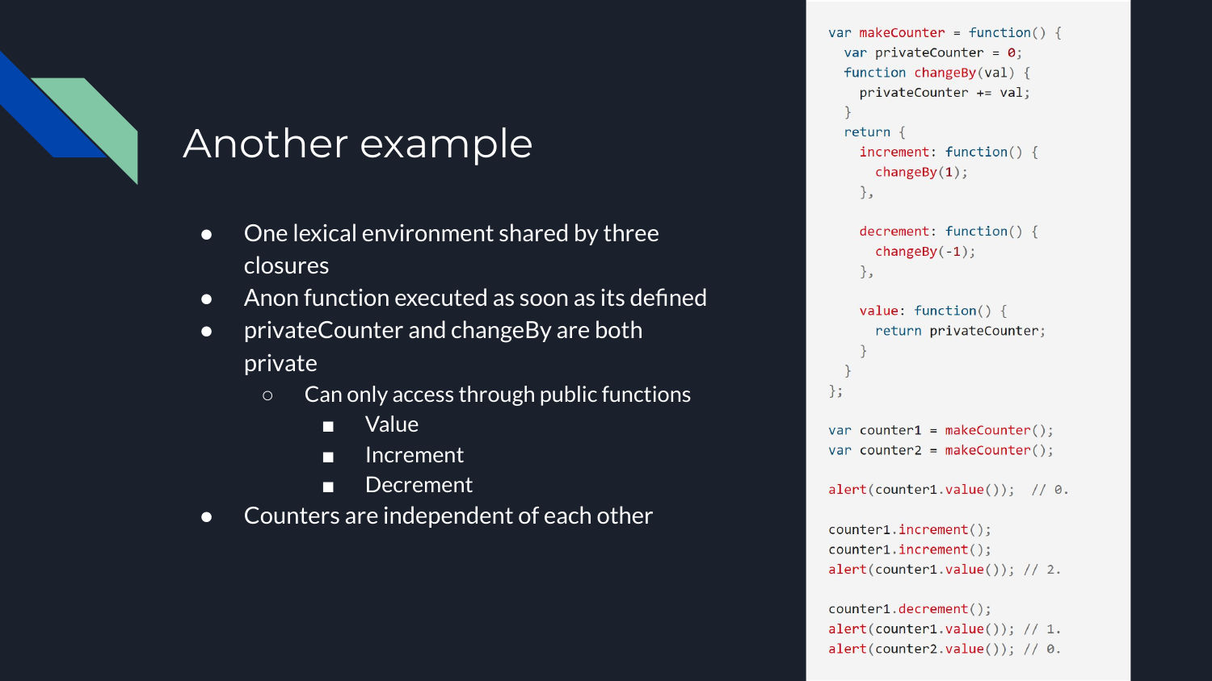# Another example

- One lexical environment shared by three closures
- Anon function executed as soon as its defined
- privateCounter and changeBy are both private
    - Can only access through public functions
        - Value
        - Increment
        - Decrement
- Counters are independent of each other

```javascript
var makeCounter = function() {
  var privateCounter = 0;
  function changeBy(val) {
    privateCounter += val;
  }
  return {
    increment: function() {
      changeBy(1);
    },

    decrement: function() {
      changeBy(-1);
    },

    value: function() {
      return privateCounter;
    }
  }
};

var counter1 = makeCounter();
var counter2 = makeCounter();

alert(counter1.value());  // 0.

counter1.increment();
counter1.increment();
alert(counter1.value()); // 2.

counter1.decrement();
alert(counter1.value()); // 1.
alert(counter2.value()); // 0.
```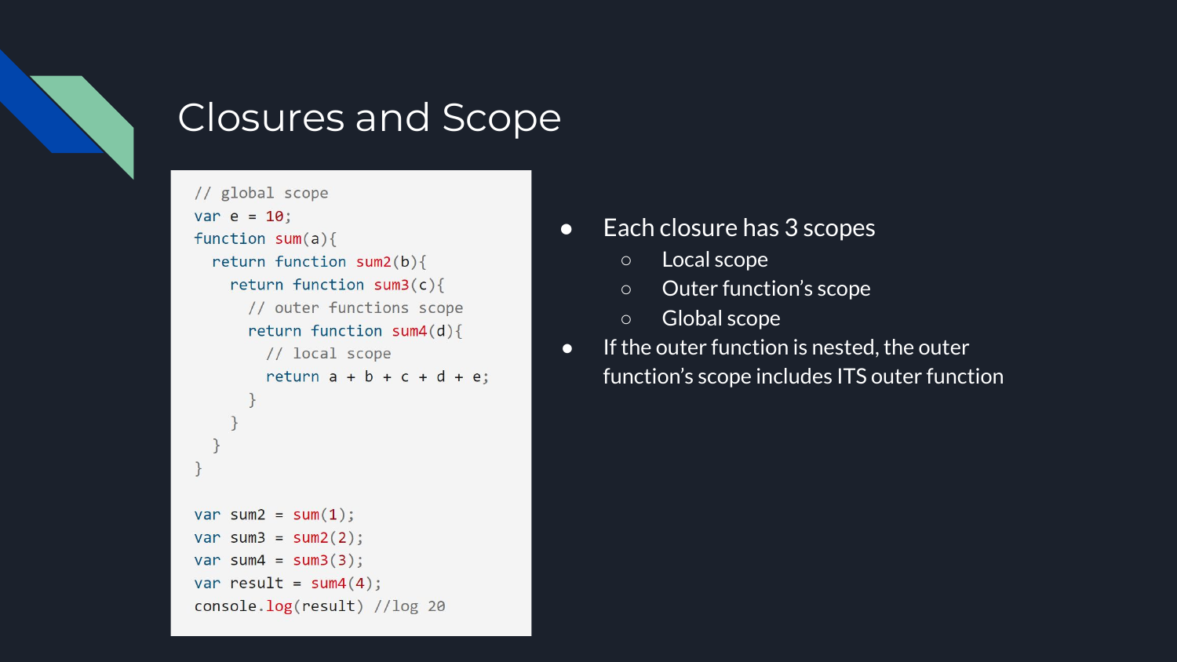# Closures and Scope

```javascript
// global scope
var e = 10;
function sum(a){
  return function sum2(b){
    return function sum3(c){
      // outer functions scope
      return function sum4(d){
        // local scope
        return a + b + c + d + e;
      }
    }
  }
}

var sum2 = sum(1);
var sum3 = sum2(2);
var sum4 = sum3(3);
var result = sum4(4);
console.log(result) //log 20
```

- Each closure has 3 scopes
    - Local scope
    - Outer function's scope
    - Global scope
- If the outer function is nested, the outer function's scope includes ITS outer function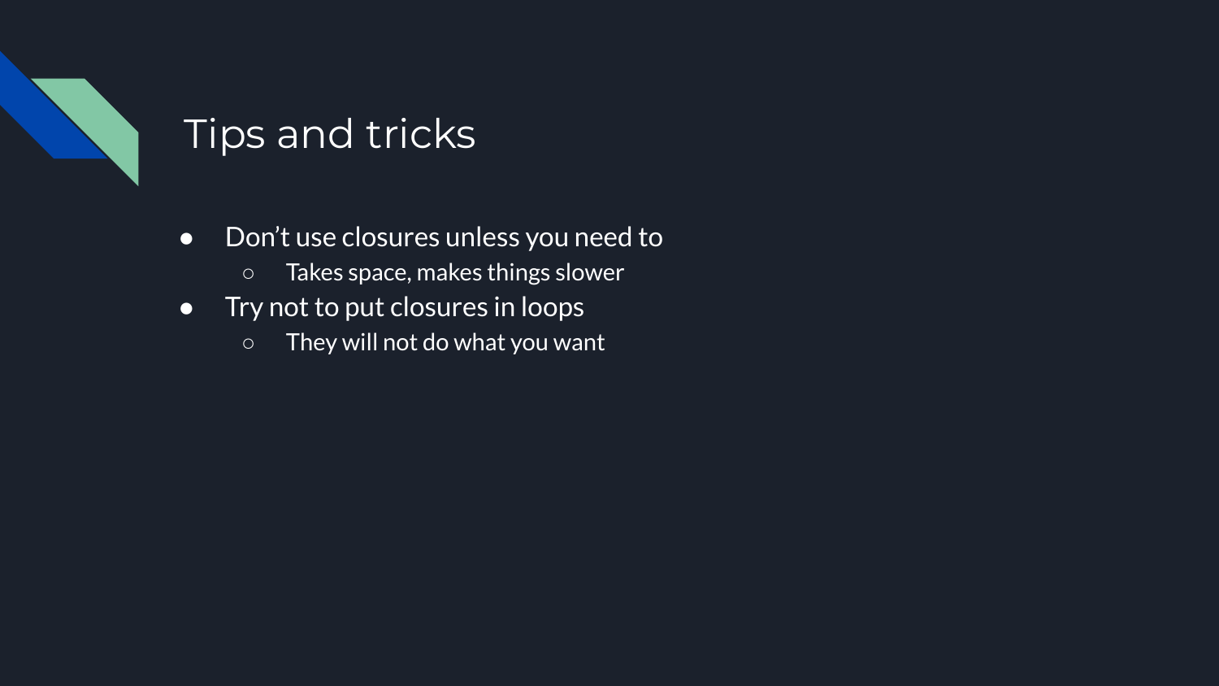# Tips and tricks

- Don't use closures unless you need to
  - Takes space, makes things slower
- Try not to put closures in loops
  - They will not do what you want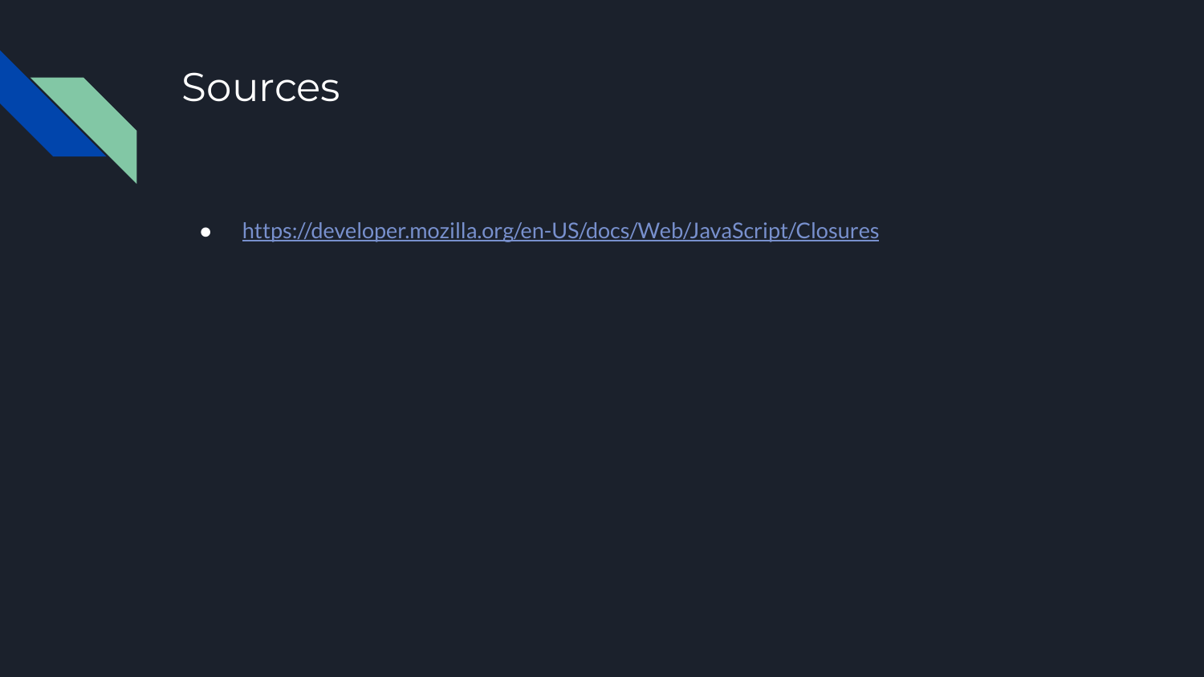# Sources

- https://developer.mozilla.org/en-US/docs/Web/JavaScript/Closures